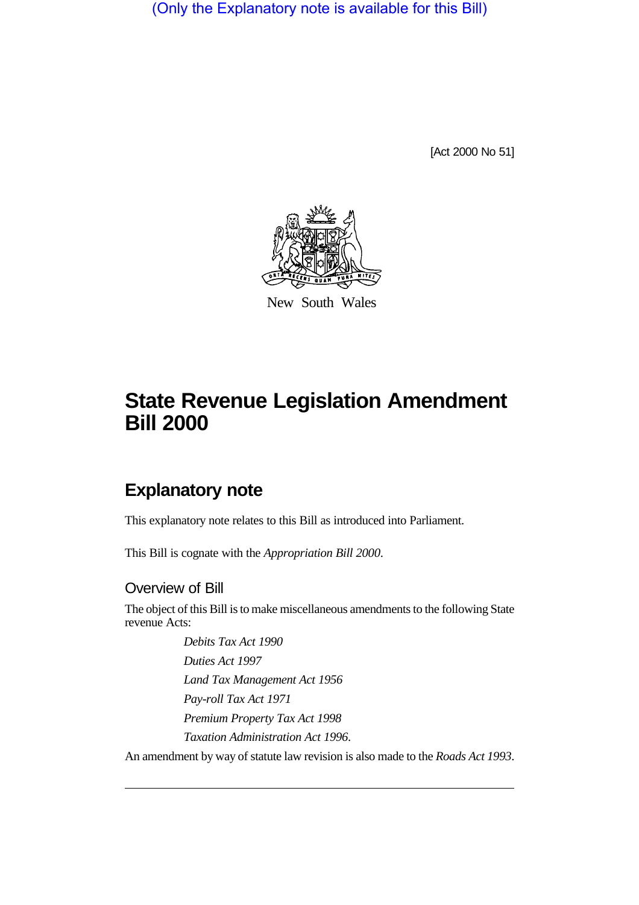(Only the Explanatory note is available for this Bill)

[Act 2000 No 51]

New South Wales

# State Revenue Legislation Amendment Bill 2000

## Explanatory note

This explanatory note relates to this Bill as introduced into Parliament.

This Bill is cognate with the *Appropriation Bill 2000*.

### Overview of Bill

The object of this Bill is to make miscellaneous amendments to the following State revenue Acts:

*Debits Tax Act 1990*

*Duties Act 1997*

*Land Tax Management Act 1956*

*Pay-roll Tax Act 1971*

*Premium Property Tax Act 1998*

*Taxation Administration Act 1996*.

An amendment by way of statute law revision is also made to the *Roads Act 1993*.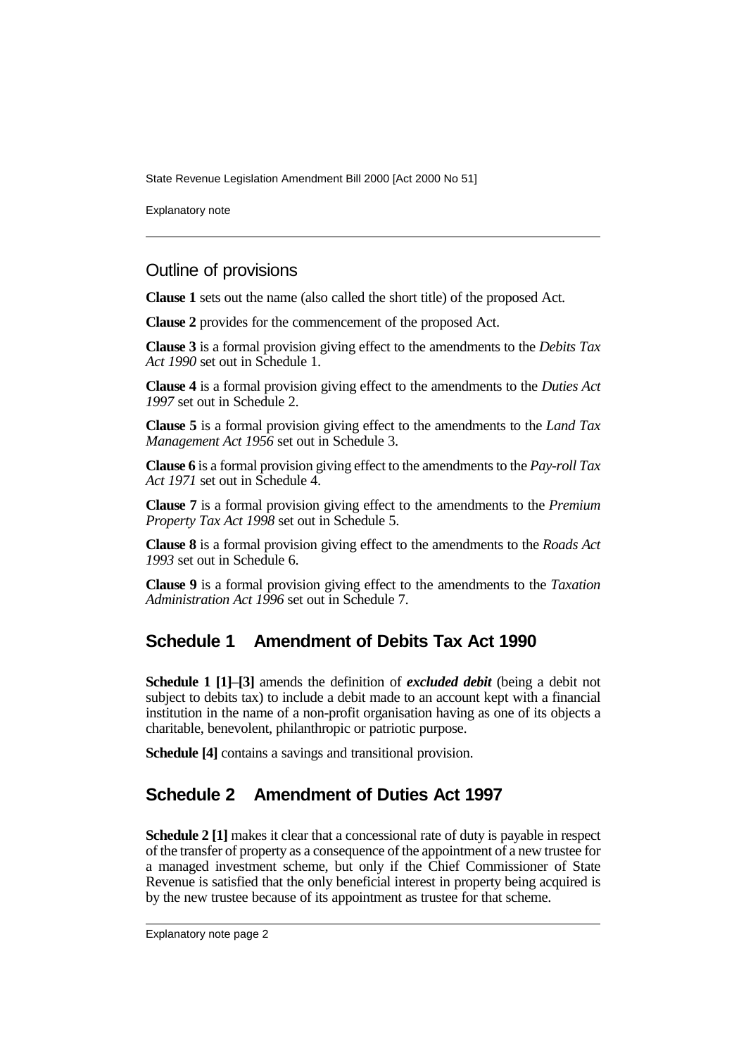## Outline of provisions

**Clause 1** sets out the name (also called the short title) of the proposed Act.

**Clause 2** provides for the commencement of the proposed Act.

**Clause 3** is a formal provision giving effect to the amendments to the *Debits Tax Act 1990* set out in Schedule 1.

**Clause 4** is a formal provision giving effect to the amendments to the *Duties Act 1997* set out in Schedule 2.

**Clause 5** is a formal provision giving effect to the amendments to the *Land Tax Management Act 1956* set out in Schedule 3.

**Clause 6** is a formal provision giving effect to the amendments to the *Pay-roll Tax Act 1971* set out in Schedule 4.

**Clause 7** is a formal provision giving effect to the amendments to the *Premium Property Tax Act 1998* set out in Schedule 5.

**Clause 8** is a formal provision giving effect to the amendments to the *Roads Act 1993* set out in Schedule 6.

**Clause 9** is a formal provision giving effect to the amendments to the *Taxation Administration Act 1996* set out in Schedule 7.

## Schedule 1 Amendment of Debits Tax Act 1990

**Schedule 1 [1]–[3]** amends the definition of ***excluded debit*** (being a debit not subject to debits tax) to include a debit made to an account kept with a financial institution in the name of a non-profit organisation having as one of its objects a charitable, benevolent, philanthropic or patriotic purpose.

**Schedule [4]** contains a savings and transitional provision.

## Schedule 2 Amendment of Duties Act 1997

**Schedule 2 [1]** makes it clear that a concessional rate of duty is payable in respect of the transfer of property as a consequence of the appointment of a new trustee for a managed investment scheme, but only if the Chief Commissioner of State Revenue is satisfied that the only beneficial interest in property being acquired is by the new trustee because of its appointment as trustee for that scheme.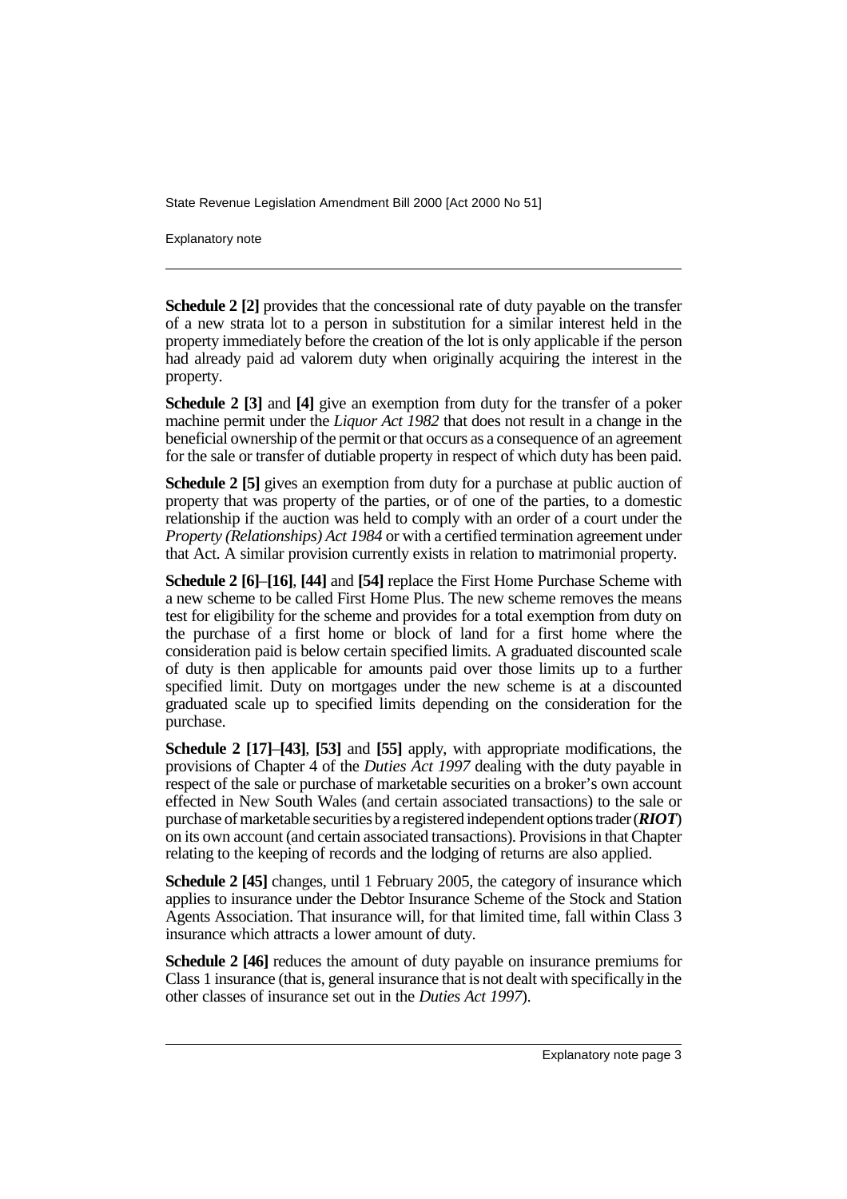**Schedule 2 [2]** provides that the concessional rate of duty payable on the transfer of a new strata lot to a person in substitution for a similar interest held in the property immediately before the creation of the lot is only applicable if the person had already paid ad valorem duty when originally acquiring the interest in the property.

**Schedule 2 [3]** and **[4]** give an exemption from duty for the transfer of a poker machine permit under the *Liquor Act 1982* that does not result in a change in the beneficial ownership of the permit or that occurs as a consequence of an agreement for the sale or transfer of dutiable property in respect of which duty has been paid.

**Schedule 2 [5]** gives an exemption from duty for a purchase at public auction of property that was property of the parties, or of one of the parties, to a domestic relationship if the auction was held to comply with an order of a court under the *Property (Relationships) Act 1984* or with a certified termination agreement under that Act. A similar provision currently exists in relation to matrimonial property.

**Schedule 2 [6]–[16]**, **[44]** and **[54]** replace the First Home Purchase Scheme with a new scheme to be called First Home Plus. The new scheme removes the means test for eligibility for the scheme and provides for a total exemption from duty on the purchase of a first home or block of land for a first home where the consideration paid is below certain specified limits. A graduated discounted scale of duty is then applicable for amounts paid over those limits up to a further specified limit. Duty on mortgages under the new scheme is at a discounted graduated scale up to specified limits depending on the consideration for the purchase.

**Schedule 2 [17]–[43]**, **[53]** and **[55]** apply, with appropriate modifications, the provisions of Chapter 4 of the *Duties Act 1997* dealing with the duty payable in respect of the sale or purchase of marketable securities on a broker's own account effected in New South Wales (and certain associated transactions) to the sale or purchase of marketable securities by a registered independent options trader (***RIOT***) on its own account (and certain associated transactions). Provisions in that Chapter relating to the keeping of records and the lodging of returns are also applied.

**Schedule 2 [45]** changes, until 1 February 2005, the category of insurance which applies to insurance under the Debtor Insurance Scheme of the Stock and Station Agents Association. That insurance will, for that limited time, fall within Class 3 insurance which attracts a lower amount of duty.

**Schedule 2 [46]** reduces the amount of duty payable on insurance premiums for Class 1 insurance (that is, general insurance that is not dealt with specifically in the other classes of insurance set out in the *Duties Act 1997*).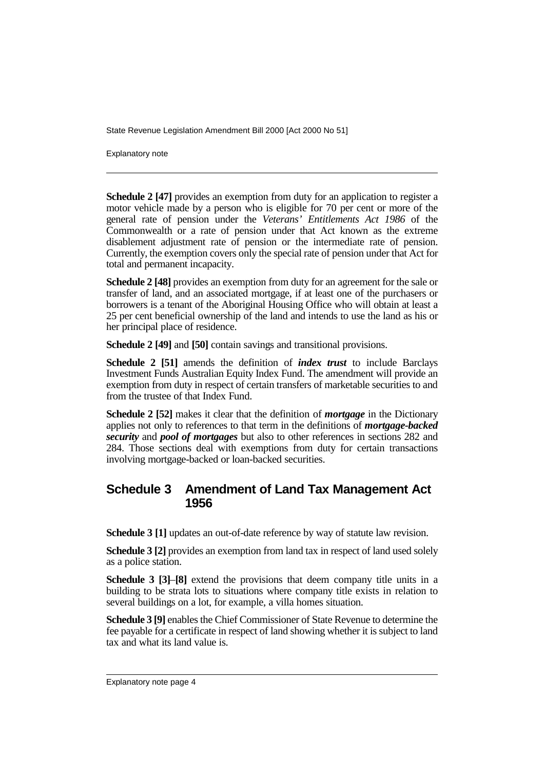**Schedule 2 [47]** provides an exemption from duty for an application to register a motor vehicle made by a person who is eligible for 70 per cent or more of the general rate of pension under the *Veterans' Entitlements Act 1986* of the Commonwealth or a rate of pension under that Act known as the extreme disablement adjustment rate of pension or the intermediate rate of pension. Currently, the exemption covers only the special rate of pension under that Act for total and permanent incapacity.

**Schedule 2 [48]** provides an exemption from duty for an agreement for the sale or transfer of land, and an associated mortgage, if at least one of the purchasers or borrowers is a tenant of the Aboriginal Housing Office who will obtain at least a 25 per cent beneficial ownership of the land and intends to use the land as his or her principal place of residence.

**Schedule 2 [49]** and **[50]** contain savings and transitional provisions.

**Schedule 2 [51]** amends the definition of ***index trust*** to include Barclays Investment Funds Australian Equity Index Fund. The amendment will provide an exemption from duty in respect of certain transfers of marketable securities to and from the trustee of that Index Fund.

**Schedule 2 [52]** makes it clear that the definition of ***mortgage*** in the Dictionary applies not only to references to that term in the definitions of ***mortgage-backed security*** and ***pool of mortgages*** but also to other references in sections 282 and 284. Those sections deal with exemptions from duty for certain transactions involving mortgage-backed or loan-backed securities.

## Schedule 3 Amendment of Land Tax Management Act 1956

**Schedule 3 [1]** updates an out-of-date reference by way of statute law revision.

**Schedule 3 [2]** provides an exemption from land tax in respect of land used solely as a police station.

**Schedule 3 [3]**–**[8]** extend the provisions that deem company title units in a building to be strata lots to situations where company title exists in relation to several buildings on a lot, for example, a villa homes situation.

**Schedule 3 [9]** enables the Chief Commissioner of State Revenue to determine the fee payable for a certificate in respect of land showing whether it is subject to land tax and what its land value is.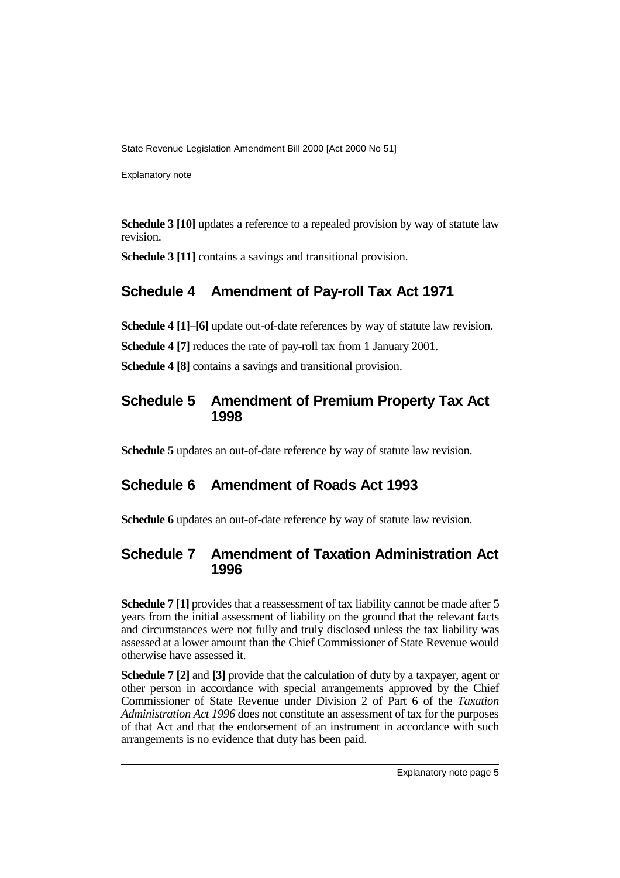**Schedule 3 [10]** updates a reference to a repealed provision by way of statute law revision.

**Schedule 3 [11]** contains a savings and transitional provision.

## Schedule 4 Amendment of Pay-roll Tax Act 1971

**Schedule 4 [1]–[6]** update out-of-date references by way of statute law revision.

**Schedule 4 [7]** reduces the rate of pay-roll tax from 1 January 2001.

**Schedule 4 [8]** contains a savings and transitional provision.

## Schedule 5 Amendment of Premium Property Tax Act 1998

**Schedule 5** updates an out-of-date reference by way of statute law revision.

## Schedule 6 Amendment of Roads Act 1993

**Schedule 6** updates an out-of-date reference by way of statute law revision.

## Schedule 7 Amendment of Taxation Administration Act 1996

**Schedule 7 [1]** provides that a reassessment of tax liability cannot be made after 5 years from the initial assessment of liability on the ground that the relevant facts and circumstances were not fully and truly disclosed unless the tax liability was assessed at a lower amount than the Chief Commissioner of State Revenue would otherwise have assessed it.

**Schedule 7 [2]** and **[3]** provide that the calculation of duty by a taxpayer, agent or other person in accordance with special arrangements approved by the Chief Commissioner of State Revenue under Division 2 of Part 6 of the *Taxation Administration Act 1996* does not constitute an assessment of tax for the purposes of that Act and that the endorsement of an instrument in accordance with such arrangements is no evidence that duty has been paid.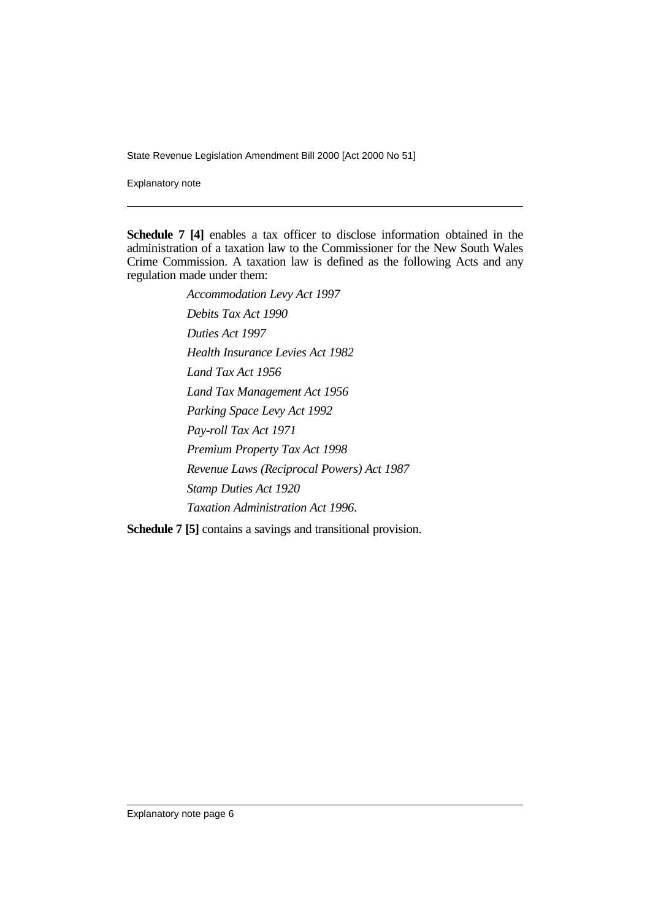**Schedule 7 [4]** enables a tax officer to disclose information obtained in the administration of a taxation law to the Commissioner for the New South Wales Crime Commission. A taxation law is defined as the following Acts and any regulation made under them:

*Accommodation Levy Act 1997*

*Debits Tax Act 1990*

*Duties Act 1997*

*Health Insurance Levies Act 1982*

*Land Tax Act 1956*

*Land Tax Management Act 1956*

*Parking Space Levy Act 1992*

*Pay-roll Tax Act 1971*

*Premium Property Tax Act 1998*

*Revenue Laws (Reciprocal Powers) Act 1987*

*Stamp Duties Act 1920*

*Taxation Administration Act 1996*.

**Schedule 7 [5]** contains a savings and transitional provision.